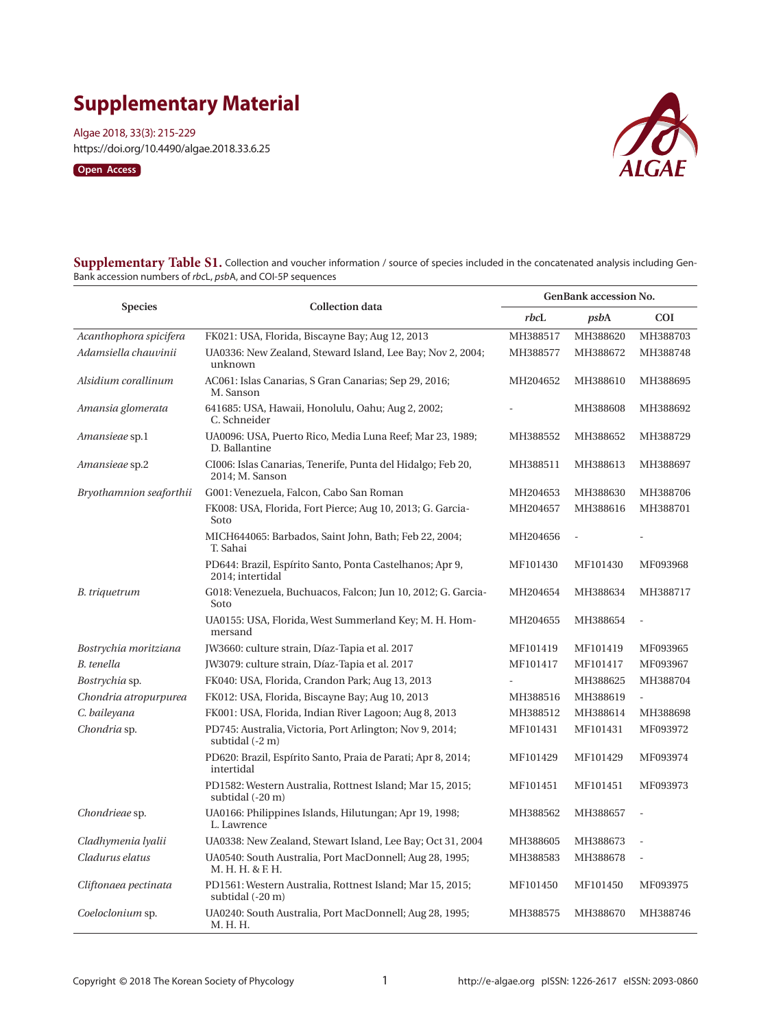# Supplementary Material

Algae 2018, 33(3): 215-229
https://doi.org/10.4490/algae.2018.33.6.25

Open Access

**Supplementary Table S1.** Collection and voucher information / source of species included in the concatenated analysis including GenBank accession numbers of *rbc*L, *psb*A, and COI-5P sequences

| Species | Collection data | GenBank accession No. | | |
|---|---|---|---|---|
| | | *rbc*L | *psb*A | COI |
| *Acanthophora spicifera* | FK021: USA, Florida, Biscayne Bay; Aug 12, 2013 | MH388517 | MH388620 | MH388703 |
| *Adamsiella chauvinii* | UA0336: New Zealand, Steward Island, Lee Bay; Nov 2, 2004; unknown | MH388577 | MH388672 | MH388748 |
| *Alsidium corallinum* | AC061: Islas Canarias, S Gran Canarias; Sep 29, 2016; M. Sanson | MH204652 | MH388610 | MH388695 |
| *Amansia glomerata* | 641685: USA, Hawaii, Honolulu, Oahu; Aug 2, 2002; C. Schneider | - | MH388608 | MH388692 |
| *Amansieae* sp.1 | UA0096: USA, Puerto Rico, Media Luna Reef; Mar 23, 1989; D. Ballantine | MH388552 | MH388652 | MH388729 |
| *Amansieae* sp.2 | CI006: Islas Canarias, Tenerife, Punta del Hidalgo; Feb 20, 2014; M. Sanson | MH388511 | MH388613 | MH388697 |
| *Bryothamnion seaforthii* | G001: Venezuela, Falcon, Cabo San Roman | MH204653 | MH388630 | MH388706 |
| | FK008: USA, Florida, Fort Pierce; Aug 10, 2013; G. Garcia-Soto | MH204657 | MH388616 | MH388701 |
| | MICH644065: Barbados, Saint John, Bath; Feb 22, 2004; T. Sahai | MH204656 | - | - |
| | PD644: Brazil, Espírito Santo, Ponta Castelhanos; Apr 9, 2014; intertidal | MF101430 | MF101430 | MF093968 |
| *B. triquetrum* | G018: Venezuela, Buchuacos, Falcon; Jun 10, 2012; G. Garcia-Soto | MH204654 | MH388634 | MH388717 |
| | UA0155: USA, Florida, West Summerland Key; M. H. Hommersand | MH204655 | MH388654 | - |
| *Bostrychia moritziana* | JW3660: culture strain, Díaz-Tapia et al. 2017 | MF101419 | MF101419 | MF093965 |
| *B. tenella* | JW3079: culture strain, Díaz-Tapia et al. 2017 | MF101417 | MF101417 | MF093967 |
| *Bostrychia* sp. | FK040: USA, Florida, Crandon Park; Aug 13, 2013 | - | MH388625 | MH388704 |
| *Chondria atropurpurea* | FK012: USA, Florida, Biscayne Bay; Aug 10, 2013 | MH388516 | MH388619 | - |
| *C. baileyana* | FK001: USA, Florida, Indian River Lagoon; Aug 8, 2013 | MH388512 | MH388614 | MH388698 |
| *Chondria* sp. | PD745: Australia, Victoria, Port Arlington; Nov 9, 2014; subtidal (-2 m) | MF101431 | MF101431 | MF093972 |
| | PD620: Brazil, Espírito Santo, Praia de Parati; Apr 8, 2014; intertidal | MF101429 | MF101429 | MF093974 |
| | PD1582: Western Australia, Rottnest Island; Mar 15, 2015; subtidal (-20 m) | MF101451 | MF101451 | MF093973 |
| *Chondrieae* sp. | UA0166: Philippines Islands, Hilutungan; Apr 19, 1998; L. Lawrence | MH388562 | MH388657 | - |
| *Cladhymenia lyalii* | UA0338: New Zealand, Stewart Island, Lee Bay; Oct 31, 2004 | MH388605 | MH388673 | - |
| *Cladurus elatus* | UA0540: South Australia, Port MacDonnell; Aug 28, 1995; M. H. H. & F. H. | MH388583 | MH388678 | - |
| *Cliftonaea pectinata* | PD1561: Western Australia, Rottnest Island; Mar 15, 2015; subtidal (-20 m) | MF101450 | MF101450 | MF093975 |
| *Coeloclonium* sp. | UA0240: South Australia, Port MacDonnell; Aug 28, 1995; M. H. H. | MH388575 | MH388670 | MH388746 |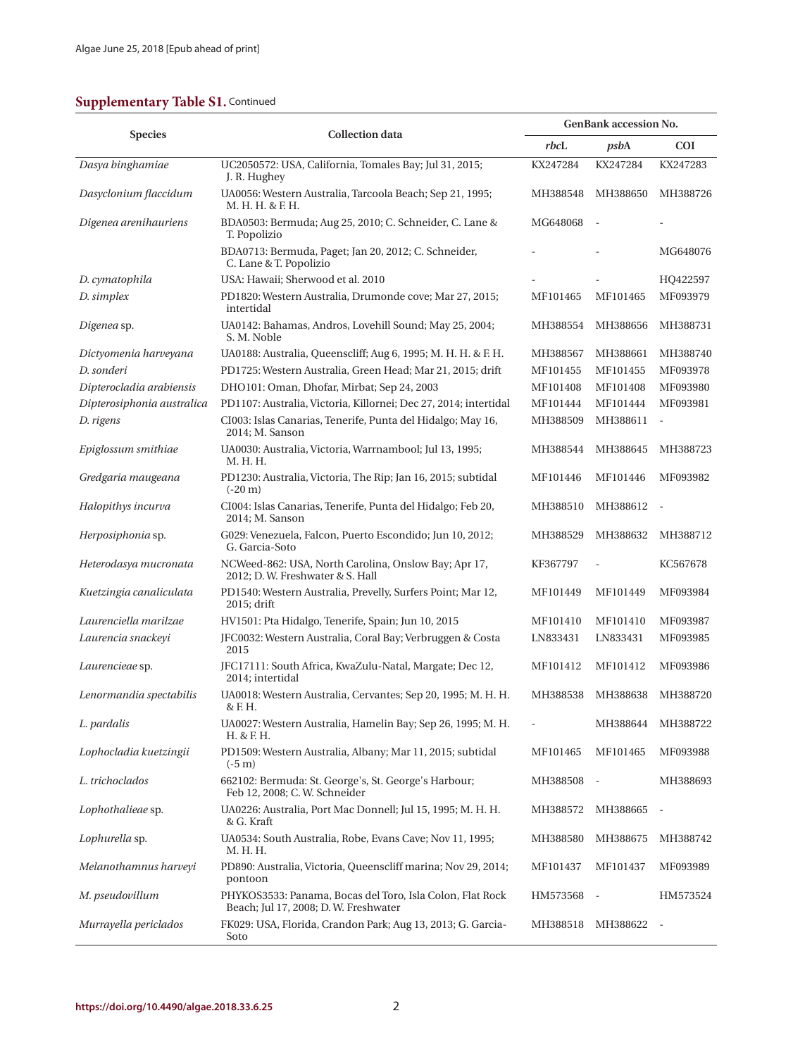## **Supplementary Table S1.** Continued

| Species | Collection data | GenBank accession No. | | |
|---|---|---|---|---|
| | | *rbc*L | *psb*A | COI |
| *Dasya binghamiae* | UC2050572: USA, California, Tomales Bay; Jul 31, 2015; J. R. Hughey | KX247284 | KX247284 | KX247283 |
| *Dasyclonium flaccidum* | UA0056: Western Australia, Tarcoola Beach; Sep 21, 1995; M. H. H. & F. H. | MH388548 | MH388650 | MH388726 |
| *Digenea arenihauriens* | BDA0503: Bermuda; Aug 25, 2010; C. Schneider, C. Lane & T. Popolizio | MG648068 | - | - |
| | BDA0713: Bermuda, Paget; Jan 20, 2012; C. Schneider, C. Lane & T. Popolizio | - | - | MG648076 |
| *D. cymatophila* | USA: Hawaii; Sherwood et al. 2010 | - | - | HQ422597 |
| *D. simplex* | PD1820: Western Australia, Drumonde cove; Mar 27, 2015; intertidal | MF101465 | MF101465 | MF093979 |
| *Digenea* sp. | UA0142: Bahamas, Andros, Lovehill Sound; May 25, 2004; S. M. Noble | MH388554 | MH388656 | MH388731 |
| *Dictyomenia harveyana* | UA0188: Australia, Queenscliff; Aug 6, 1995; M. H. H. & F. H. | MH388567 | MH388661 | MH388740 |
| *D. sonderi* | PD1725: Western Australia, Green Head; Mar 21, 2015; drift | MF101455 | MF101455 | MF093978 |
| *Dipterocladia arabiensis* | DHO101: Oman, Dhofar, Mirbat; Sep 24, 2003 | MF101408 | MF101408 | MF093980 |
| *Dipterosiphonia australica* | PD1107: Australia, Victoria, Killornei; Dec 27, 2014; intertidal | MF101444 | MF101444 | MF093981 |
| *D. rigens* | CI003: Islas Canarias, Tenerife, Punta del Hidalgo; May 16, 2014; M. Sanson | MH388509 | MH388611 | - |
| *Epiglossum smithiae* | UA0030: Australia, Victoria, Warrnambool; Jul 13, 1995; M. H. H. | MH388544 | MH388645 | MH388723 |
| *Gredgaria maugeana* | PD1230: Australia, Victoria, The Rip; Jan 16, 2015; subtidal (-20 m) | MF101446 | MF101446 | MF093982 |
| *Halopithys incurva* | CI004: Islas Canarias, Tenerife, Punta del Hidalgo; Feb 20, 2014; M. Sanson | MH388510 | MH388612 | - |
| *Herposiphonia* sp. | G029: Venezuela, Falcon, Puerto Escondido; Jun 10, 2012; G. Garcia-Soto | MH388529 | MH388632 | MH388712 |
| *Heterodasya mucronata* | NCWeed-862: USA, North Carolina, Onslow Bay; Apr 17, 2012; D. W. Freshwater & S. Hall | KF367797 | - | KC567678 |
| *Kuetzingia canaliculata* | PD1540: Western Australia, Prevelly, Surfers Point; Mar 12, 2015; drift | MF101449 | MF101449 | MF093984 |
| *Laurenciella marilzae* | HV1501: Pta Hidalgo, Tenerife, Spain; Jun 10, 2015 | MF101410 | MF101410 | MF093987 |
| *Laurencia snackeyi* | JFC0032: Western Australia, Coral Bay; Verbruggen & Costa 2015 | LN833431 | LN833431 | MF093985 |
| *Laurencieae* sp. | JFC17111: South Africa, KwaZulu-Natal, Margate; Dec 12, 2014; intertidal | MF101412 | MF101412 | MF093986 |
| *Lenormandia spectabilis* | UA0018: Western Australia, Cervantes; Sep 20, 1995; M. H. H. & F. H. | MH388538 | MH388638 | MH388720 |
| *L. pardalis* | UA0027: Western Australia, Hamelin Bay; Sep 26, 1995; M. H. H. & F. H. | - | MH388644 | MH388722 |
| *Lophocladia kuetzingii* | PD1509: Western Australia, Albany; Mar 11, 2015; subtidal (-5 m) | MF101465 | MF101465 | MF093988 |
| *L. trichoclados* | 662102: Bermuda: St. George's, St. George's Harbour; Feb 12, 2008; C. W. Schneider | MH388508 | - | MH388693 |
| *Lophothalieae* sp. | UA0226: Australia, Port Mac Donnell; Jul 15, 1995; M. H. H. & G. Kraft | MH388572 | MH388665 | - |
| *Lophurella* sp. | UA0534: South Australia, Robe, Evans Cave; Nov 11, 1995; M. H. H. | MH388580 | MH388675 | MH388742 |
| *Melanothamnus harveyi* | PD890: Australia, Victoria, Queenscliff marina; Nov 29, 2014; pontoon | MF101437 | MF101437 | MF093989 |
| *M. pseudovillum* | PHYKOS3533: Panama, Bocas del Toro, Isla Colon, Flat Rock Beach; Jul 17, 2008; D. W. Freshwater | HM573568 | - | HM573524 |
| *Murrayella periclados* | FK029: USA, Florida, Crandon Park; Aug 13, 2013; G. Garcia-Soto | MH388518 | MH388622 | - |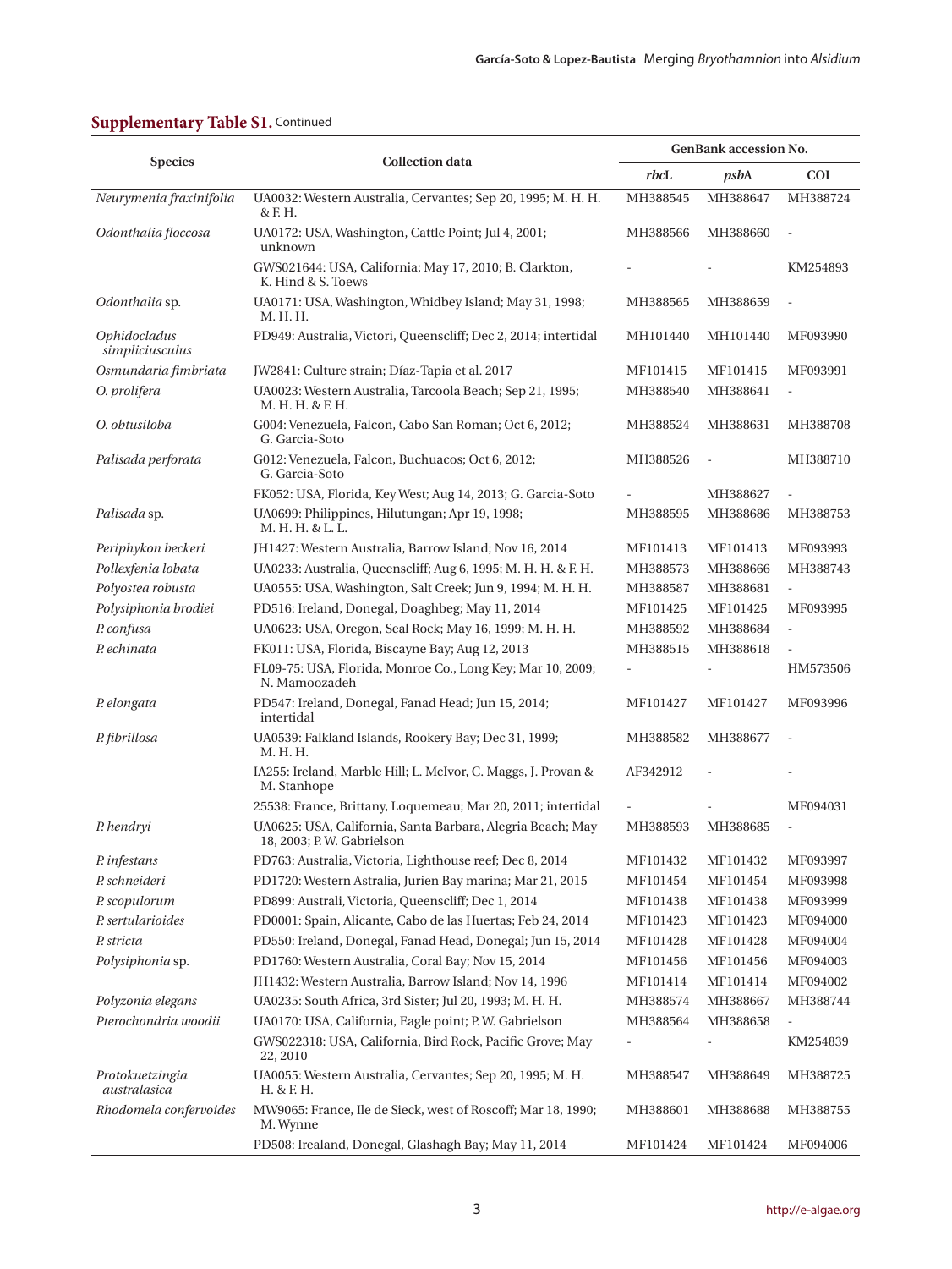**Supplementary Table S1.** Continued

| Species | Collection data | GenBank accession No. | | |
|---|---|---|---|---|
| | | *rbc*L | *psb*A | COI |
| *Neurymenia fraxinifolia* | UA0032: Western Australia, Cervantes; Sep 20, 1995; M. H. H. & F. H. | MH388545 | MH388647 | MH388724 |
| *Odonthalia floccosa* | UA0172: USA, Washington, Cattle Point; Jul 4, 2001; unknown | MH388566 | MH388660 | - |
| | GWS021644: USA, California; May 17, 2010; B. Clarkton, K. Hind & S. Toews | - | - | KM254893 |
| *Odonthalia* sp. | UA0171: USA, Washington, Whidbey Island; May 31, 1998; M. H. H. | MH388565 | MH388659 | - |
| *Ophidocladus simpliciusculus* | PD949: Australia, Victori, Queenscliff; Dec 2, 2014; intertidal | MH101440 | MH101440 | MF093990 |
| *Osmundaria fimbriata* | JW2841: Culture strain; Díaz-Tapia et al. 2017 | MF101415 | MF101415 | MF093991 |
| *O. prolifera* | UA0023: Western Australia, Tarcoola Beach; Sep 21, 1995; M. H. H. & F. H. | MH388540 | MH388641 | - |
| *O. obtusiloba* | G004: Venezuela, Falcon, Cabo San Roman; Oct 6, 2012; G. Garcia-Soto | MH388524 | MH388631 | MH388708 |
| *Palisada perforata* | G012: Venezuela, Falcon, Buchuacos; Oct 6, 2012; G. Garcia-Soto | MH388526 | - | MH388710 |
| | FK052: USA, Florida, Key West; Aug 14, 2013; G. Garcia-Soto | - | MH388627 | - |
| *Palisada* sp. | UA0699: Philippines, Hilutungan; Apr 19, 1998; M. H. H. & L. L. | MH388595 | MH388686 | MH388753 |
| *Periphykon beckeri* | JH1427: Western Australia, Barrow Island; Nov 16, 2014 | MF101413 | MF101413 | MF093993 |
| *Pollexfenia lobata* | UA0233: Australia, Queenscliff; Aug 6, 1995; M. H. H. & F. H. | MH388573 | MH388666 | MH388743 |
| *Polyostea robusta* | UA0555: USA, Washington, Salt Creek; Jun 9, 1994; M. H. H. | MH388587 | MH388681 | - |
| *Polysiphonia brodiei* | PD516: Ireland, Donegal, Doaghbeg; May 11, 2014 | MF101425 | MF101425 | MF093995 |
| *P. confusa* | UA0623: USA, Oregon, Seal Rock; May 16, 1999; M. H. H. | MH388592 | MH388684 | - |
| *P. echinata* | FK011: USA, Florida, Biscayne Bay; Aug 12, 2013 | MH388515 | MH388618 | - |
| | FL09-75: USA, Florida, Monroe Co., Long Key; Mar 10, 2009; N. Mamoozadeh | - | - | HM573506 |
| *P. elongata* | PD547: Ireland, Donegal, Fanad Head; Jun 15, 2014; intertidal | MF101427 | MF101427 | MF093996 |
| *P. fibrillosa* | UA0539: Falkland Islands, Rookery Bay; Dec 31, 1999; M. H. H. | MH388582 | MH388677 | - |
| | IA255: Ireland, Marble Hill; L. McIvor, C. Maggs, J. Provan & M. Stanhope | AF342912 | - | - |
| | 25538: France, Brittany, Loquemeau; Mar 20, 2011; intertidal | - | - | MF094031 |
| *P. hendryi* | UA0625: USA, California, Santa Barbara, Alegria Beach; May 18, 2003; P. W. Gabrielson | MH388593 | MH388685 | - |
| *P. infestans* | PD763: Australia, Victoria, Lighthouse reef; Dec 8, 2014 | MF101432 | MF101432 | MF093997 |
| *P. schneideri* | PD1720: Western Astralia, Jurien Bay marina; Mar 21, 2015 | MF101454 | MF101454 | MF093998 |
| *P. scopulorum* | PD899: Australi, Victoria, Queenscliff; Dec 1, 2014 | MF101438 | MF101438 | MF093999 |
| *P. sertularioides* | PD0001: Spain, Alicante, Cabo de las Huertas; Feb 24, 2014 | MF101423 | MF101423 | MF094000 |
| *P. stricta* | PD550: Ireland, Donegal, Fanad Head, Donegal; Jun 15, 2014 | MF101428 | MF101428 | MF094004 |
| *Polysiphonia* sp. | PD1760: Western Australia, Coral Bay; Nov 15, 2014 | MF101456 | MF101456 | MF094003 |
| | JH1432: Western Australia, Barrow Island; Nov 14, 1996 | MF101414 | MF101414 | MF094002 |
| *Polyzonia elegans* | UA0235: South Africa, 3rd Sister; Jul 20, 1993; M. H. H. | MH388574 | MH388667 | MH388744 |
| *Pterochondria woodii* | UA0170: USA, California, Eagle point; P. W. Gabrielson | MH388564 | MH388658 | - |
| | GWS022318: USA, California, Bird Rock, Pacific Grove; May 22, 2010 | - | - | KM254839 |
| *Protokuetzingia australasica* | UA0055: Western Australia, Cervantes; Sep 20, 1995; M. H. H. & F. H. | MH388547 | MH388649 | MH388725 |
| *Rhodomela confervoides* | MW9065: France, Ile de Sieck, west of Roscoff; Mar 18, 1990; M. Wynne | MH388601 | MH388688 | MH388755 |
| | PD508: Irealand, Donegal, Glashagh Bay; May 11, 2014 | MF101424 | MF101424 | MF094006 |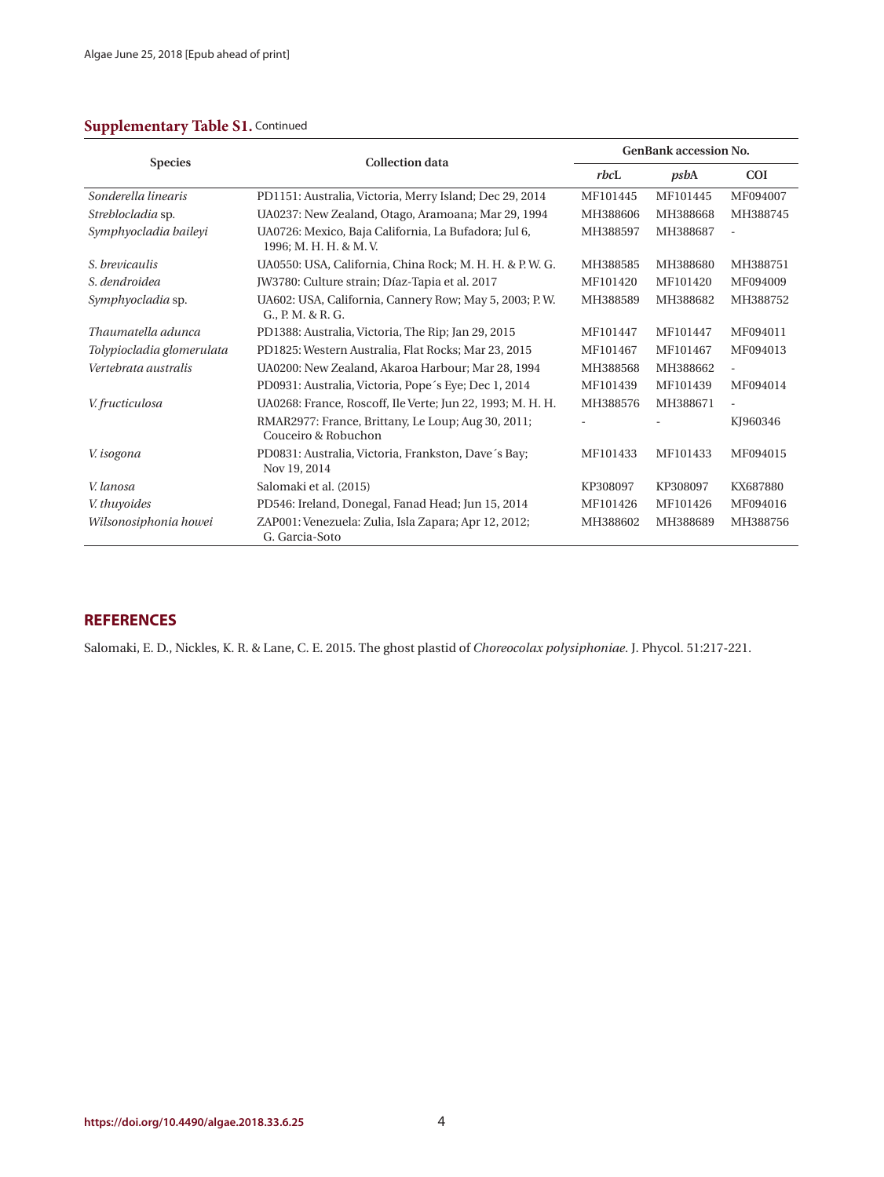**Supplementary Table S1.** Continued

| Species | Collection data | GenBank accession No. | | |
|---|---|---|---|---|
| | | *rbc*L | *psb*A | COI |
| *Sonderella linearis* | PD1151: Australia, Victoria, Merry Island; Dec 29, 2014 | MF101445 | MF101445 | MF094007 |
| *Streblocladia* sp. | UA0237: New Zealand, Otago, Aramoana; Mar 29, 1994 | MH388606 | MH388668 | MH388745 |
| *Symphyocladia baileyi* | UA0726: Mexico, Baja California, La Bufadora; Jul 6, 1996; M. H. H. & M. V. | MH388597 | MH388687 | - |
| *S. brevicaulis* | UA0550: USA, California, China Rock; M. H. H. & P. W. G. | MH388585 | MH388680 | MH388751 |
| *S. dendroidea* | JW3780: Culture strain; Díaz-Tapia et al. 2017 | MF101420 | MF101420 | MF094009 |
| *Symphyocladia* sp. | UA602: USA, California, Cannery Row; May 5, 2003; P. W. G., P. M. & R. G. | MH388589 | MH388682 | MH388752 |
| *Thaumatella adunca* | PD1388: Australia, Victoria, The Rip; Jan 29, 2015 | MF101447 | MF101447 | MF094011 |
| *Tolypiocladia glomerulata* | PD1825: Western Australia, Flat Rocks; Mar 23, 2015 | MF101467 | MF101467 | MF094013 |
| *Vertebrata australis* | UA0200: New Zealand, Akaroa Harbour; Mar 28, 1994 | MH388568 | MH388662 | - |
| | PD0931: Australia, Victoria, Pope´s Eye; Dec 1, 2014 | MF101439 | MF101439 | MF094014 |
| *V. fructiculosa* | UA0268: France, Roscoff, Ile Verte; Jun 22, 1993; M. H. H. | MH388576 | MH388671 | - |
| | RMAR2977: France, Brittany, Le Loup; Aug 30, 2011; Couceiro & Robuchon | - | - | KJ960346 |
| *V. isogona* | PD0831: Australia, Victoria, Frankston, Dave´s Bay; Nov 19, 2014 | MF101433 | MF101433 | MF094015 |
| *V. lanosa* | Salomaki et al. (2015) | KP308097 | KP308097 | KX687880 |
| *V. thuyoides* | PD546: Ireland, Donegal, Fanad Head; Jun 15, 2014 | MF101426 | MF101426 | MF094016 |
| *Wilsonosiphonia howei* | ZAP001: Venezuela: Zulia, Isla Zapara; Apr 12, 2012; G. Garcia-Soto | MH388602 | MH388689 | MH388756 |

## REFERENCES

Salomaki, E. D., Nickles, K. R. & Lane, C. E. 2015. The ghost plastid of *Choreocolax polysiphoniae*. J. Phycol. 51:217-221.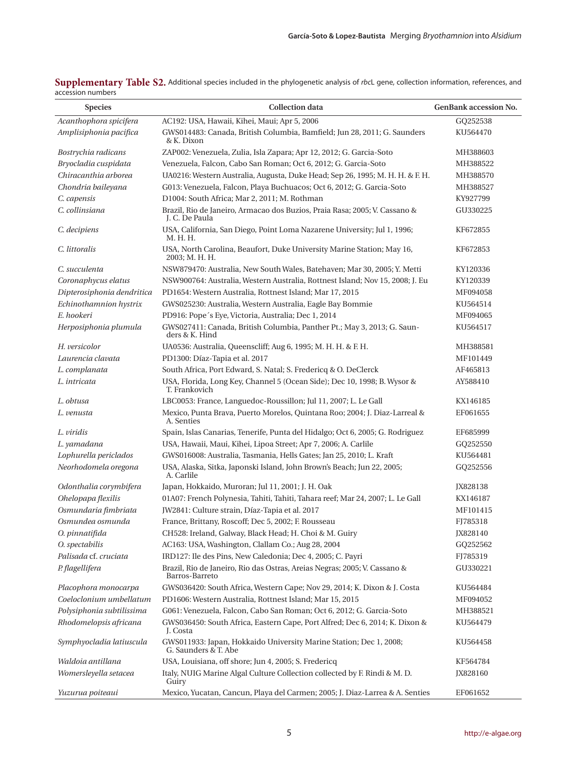**Supplementary Table S2.** Additional species included in the phylogenetic analysis of *rbc*L gene, collection information, references, and accession numbers

| Species | Collection data | GenBank accession No. |
|---|---|---|
| *Acanthophora spicifera* | AC192: USA, Hawaii, Kihei, Maui; Apr 5, 2006 | GQ252538 |
| *Amplisiphonia pacifica* | GWS014483: Canada, British Columbia, Bamfield; Jun 28, 2011; G. Saunders & K. Dixon | KU564470 |
| *Bostrychia radicans* | ZAP002: Venezuela, Zulia, Isla Zapara; Apr 12, 2012; G. Garcia-Soto | MH388603 |
| *Bryocladia cuspidata* | Venezuela, Falcon, Cabo San Roman; Oct 6, 2012; G. Garcia-Soto | MH388522 |
| *Chiracanthia arborea* | UA0216: Western Australia, Augusta, Duke Head; Sep 26, 1995; M. H. H. & F. H. | MH388570 |
| *Chondria baileyana* | G013: Venezuela, Falcon, Playa Buchuacos; Oct 6, 2012; G. Garcia-Soto | MH388527 |
| *C. capensis* | D1004: South Africa; Mar 2, 2011; M. Rothman | KY927799 |
| *C. collinsiana* | Brazil, Rio de Janeiro, Armacao dos Buzios, Praia Rasa; 2005; V. Cassano & J. C. De Paula | GU330225 |
| *C. decipiens* | USA, California, San Diego, Point Loma Nazarene University; Jul 1, 1996; M. H. H. | KF672855 |
| *C. littoralis* | USA, North Carolina, Beaufort, Duke University Marine Station; May 16, 2003; M. H. H. | KF672853 |
| *C. succulenta* | NSW879470: Australia, New South Wales, Batehaven; Mar 30, 2005; Y. Metti | KY120336 |
| *Coronaphycus elatus* | NSW900764: Australia, Western Australia, Rottnest Island; Nov 15, 2008; J. Eu | KY120339 |
| *Dipterosiphonia dendritica* | PD1654: Western Australia, Rottnest Island; Mar 17, 2015 | MF094058 |
| *Echinothamnion hystrix* | GWS025230: Australia, Western Australia, Eagle Bay Bommie | KU564514 |
| *E. hookeri* | PD916: Pope´s Eye, Victoria, Australia; Dec 1, 2014 | MF094065 |
| *Herposiphonia plumula* | GWS027411: Canada, British Columbia, Panther Pt.; May 3, 2013; G. Saunders & K. Hind | KU564517 |
| *H. versicolor* | UA0536: Australia, Queenscliff; Aug 6, 1995; M. H. H. & F. H. | MH388581 |
| *Laurencia clavata* | PD1300: Díaz-Tapia et al. 2017 | MF101449 |
| *L. complanata* | South Africa, Port Edward, S. Natal; S. Fredericq & O. DeClerck | AF465813 |
| *L. intricata* | USA, Florida, Long Key, Channel 5 (Ocean Side); Dec 10, 1998; B. Wysor & T. Frankovich | AY588410 |
| *L. obtusa* | LBC0053: France, Languedoc-Roussillon; Jul 11, 2007; L. Le Gall | KX146185 |
| *L. venusta* | Mexico, Punta Brava, Puerto Morelos, Quintana Roo; 2004; J. Diaz-Larreal & A. Senties | EF061655 |
| *L. viridis* | Spain, Islas Canarias, Tenerife, Punta del Hidalgo; Oct 6, 2005; G. Rodriguez | EF685999 |
| *L. yamadana* | USA, Hawaii, Maui, Kihei, Lipoa Street; Apr 7, 2006; A. Carlile | GQ252550 |
| *Lophurella periclados* | GWS016008: Australia, Tasmania, Hells Gates; Jan 25, 2010; L. Kraft | KU564481 |
| *Neorhodomela oregona* | USA, Alaska, Sitka, Japonski Island, John Brown's Beach; Jun 22, 2005; A. Carlile | GQ252556 |
| *Odonthalia corymbifera* | Japan, Hokkaido, Muroran; Jul 11, 2001; J. H. Oak | JX828138 |
| *Ohelopapa flexilis* | 01A07: French Polynesia, Tahiti, Tahiti, Tahara reef; Mar 24, 2007; L. Le Gall | KX146187 |
| *Osmundaria fimbriata* | JW2841: Culture strain, Díaz-Tapia et al. 2017 | MF101415 |
| *Osmundea osmunda* | France, Brittany, Roscoff; Dec 5, 2002; F. Rousseau | FJ785318 |
| *O. pinnatifida* | CH528: Ireland, Galway, Black Head; H. Choi & M. Guiry | JX828140 |
| *O. spectabilis* | AC163: USA, Washington, Clallam Co.; Aug 28, 2004 | GQ252562 |
| *Palisada* cf. *cruciata* | IRD127: Ile des Pins, New Caledonia; Dec 4, 2005; C. Payri | FJ785319 |
| *P. flagellifera* | Brazil, Rio de Janeiro, Rio das Ostras, Areias Negras; 2005; V. Cassano & Barros-Barreto | GU330221 |
| *Placophora monocarpa* | GWS036420: South Africa, Western Cape; Nov 29, 2014; K. Dixon & J. Costa | KU564484 |
| *Coeloclonium umbellatum* | PD1606: Western Australia, Rottnest Island; Mar 15, 2015 | MF094052 |
| *Polysiphonia subtilissima* | G061: Venezuela, Falcon, Cabo San Roman; Oct 6, 2012; G. Garcia-Soto | MH388521 |
| *Rhodomelopsis africana* | GWS036450: South Africa, Eastern Cape, Port Alfred; Dec 6, 2014; K. Dixon & J. Costa | KU564479 |
| *Symphyocladia latiuscula* | GWS011933: Japan, Hokkaido University Marine Station; Dec 1, 2008; G. Saunders & T. Abe | KU564458 |
| *Waldoia antillana* | USA, Louisiana, off shore; Jun 4, 2005; S. Fredericq | KF564784 |
| *Womersleyella setacea* | Italy, NUIG Marine Algal Culture Collection collected by F. Rindi & M. D. Guiry | JX828160 |
| *Yuzurua poiteaui* | Mexico, Yucatan, Cancun, Playa del Carmen; 2005; J. Diaz-Larrea & A. Senties | EF061652 |